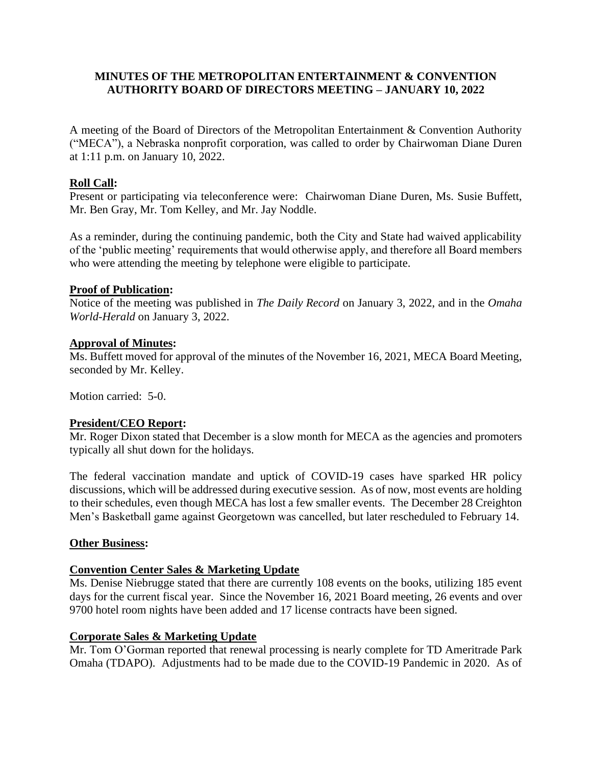# MINUTES OF THE METROPOLITAN ENTERTAINMENT & CONVENTION AUTHORITY BOARD OF DIRECTORS MEETING – JANUARY 10, 2022

A meeting of the Board of Directors of the Metropolitan Entertainment & Convention Authority ("MECA"), a Nebraska nonprofit corporation, was called to order by Chairwoman Diane Duren at 1:11 p.m. on January 10, 2022.

## **Roll Call:**

Present or participating via teleconference were: Chairwoman Diane Duren, Ms. Susie Buffett, Mr. Ben Gray, Mr. Tom Kelley, and Mr. Jay Noddle.

As a reminder, during the continuing pandemic, both the City and State had waived applicability of the 'public meeting' requirements that would otherwise apply, and therefore all Board members who were attending the meeting by telephone were eligible to participate.

## **Proof of Publication:**

Notice of the meeting was published in *The Daily Record* on January 3, 2022, and in the *Omaha World-Herald* on January 3, 2022.

## **Approval of Minutes:**

Ms. Buffett moved for approval of the minutes of the November 16, 2021, MECA Board Meeting, seconded by Mr. Kelley.

Motion carried: 5-0.

## **President/CEO Report:**

Mr. Roger Dixon stated that December is a slow month for MECA as the agencies and promoters typically all shut down for the holidays.

The federal vaccination mandate and uptick of COVID-19 cases have sparked HR policy discussions, which will be addressed during executive session. As of now, most events are holding to their schedules, even though MECA has lost a few smaller events. The December 28 Creighton Men's Basketball game against Georgetown was cancelled, but later rescheduled to February 14.

## **Other Business:**

### **Convention Center Sales & Marketing Update**

Ms. Denise Niebrugge stated that there are currently 108 events on the books, utilizing 185 event days for the current fiscal year. Since the November 16, 2021 Board meeting, 26 events and over 9700 hotel room nights have been added and 17 license contracts have been signed.

### **Corporate Sales & Marketing Update**

Mr. Tom O'Gorman reported that renewal processing is nearly complete for TD Ameritrade Park Omaha (TDAPO). Adjustments had to be made due to the COVID-19 Pandemic in 2020. As of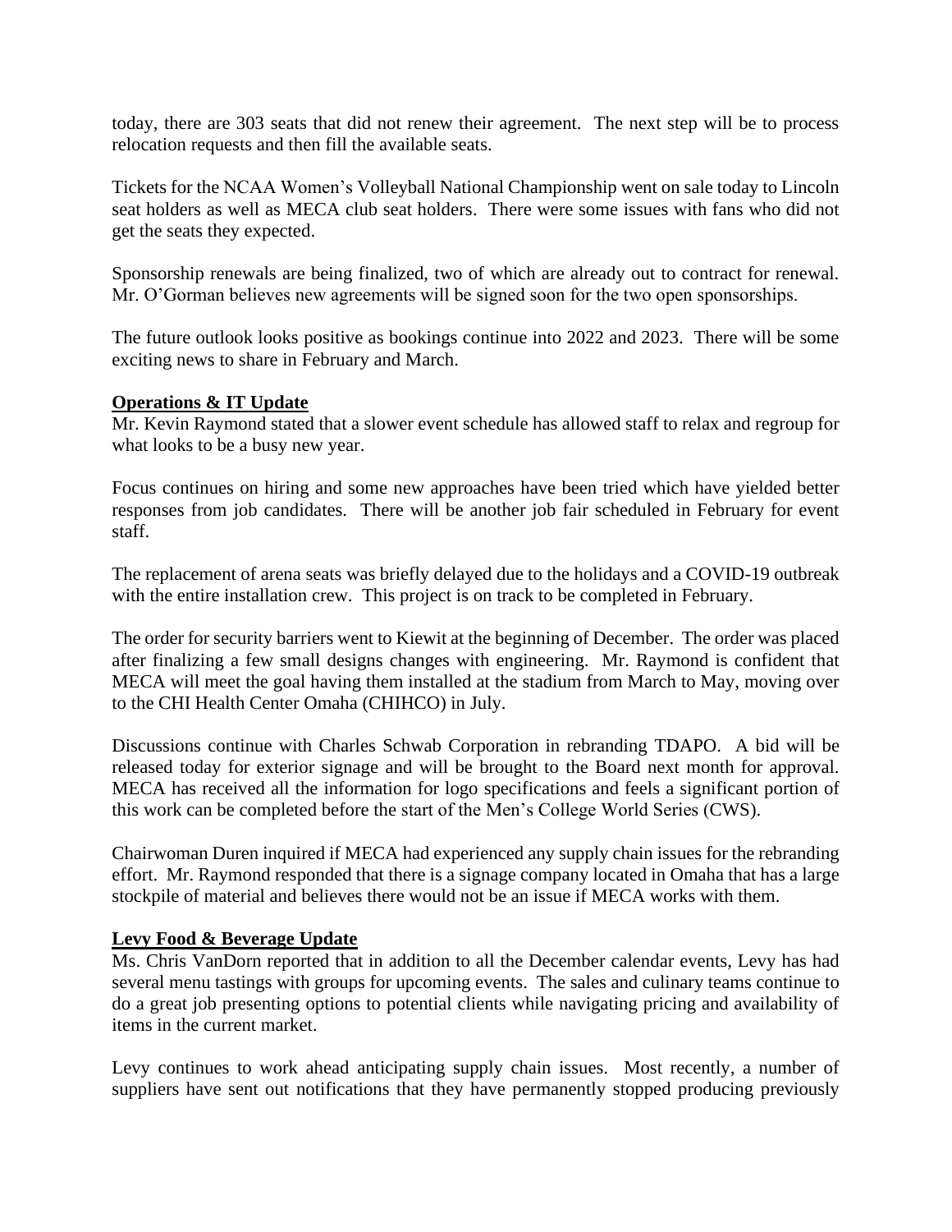today, there are 303 seats that did not renew their agreement. The next step will be to process relocation requests and then fill the available seats.

Tickets for the NCAA Women's Volleyball National Championship went on sale today to Lincoln seat holders as well as MECA club seat holders. There were some issues with fans who did not get the seats they expected.

Sponsorship renewals are being finalized, two of which are already out to contract for renewal. Mr. O'Gorman believes new agreements will be signed soon for the two open sponsorships.

The future outlook looks positive as bookings continue into 2022 and 2023. There will be some exciting news to share in February and March.

**Operations & IT Update**

Mr. Kevin Raymond stated that a slower event schedule has allowed staff to relax and regroup for what looks to be a busy new year.

Focus continues on hiring and some new approaches have been tried which have yielded better responses from job candidates. There will be another job fair scheduled in February for event staff.

The replacement of arena seats was briefly delayed due to the holidays and a COVID-19 outbreak with the entire installation crew. This project is on track to be completed in February.

The order for security barriers went to Kiewit at the beginning of December. The order was placed after finalizing a few small designs changes with engineering. Mr. Raymond is confident that MECA will meet the goal having them installed at the stadium from March to May, moving over to the CHI Health Center Omaha (CHIHCO) in July.

Discussions continue with Charles Schwab Corporation in rebranding TDAPO. A bid will be released today for exterior signage and will be brought to the Board next month for approval. MECA has received all the information for logo specifications and feels a significant portion of this work can be completed before the start of the Men's College World Series (CWS).

Chairwoman Duren inquired if MECA had experienced any supply chain issues for the rebranding effort. Mr. Raymond responded that there is a signage company located in Omaha that has a large stockpile of material and believes there would not be an issue if MECA works with them.

**Levy Food & Beverage Update**

Ms. Chris VanDorn reported that in addition to all the December calendar events, Levy has had several menu tastings with groups for upcoming events. The sales and culinary teams continue to do a great job presenting options to potential clients while navigating pricing and availability of items in the current market.

Levy continues to work ahead anticipating supply chain issues. Most recently, a number of suppliers have sent out notifications that they have permanently stopped producing previously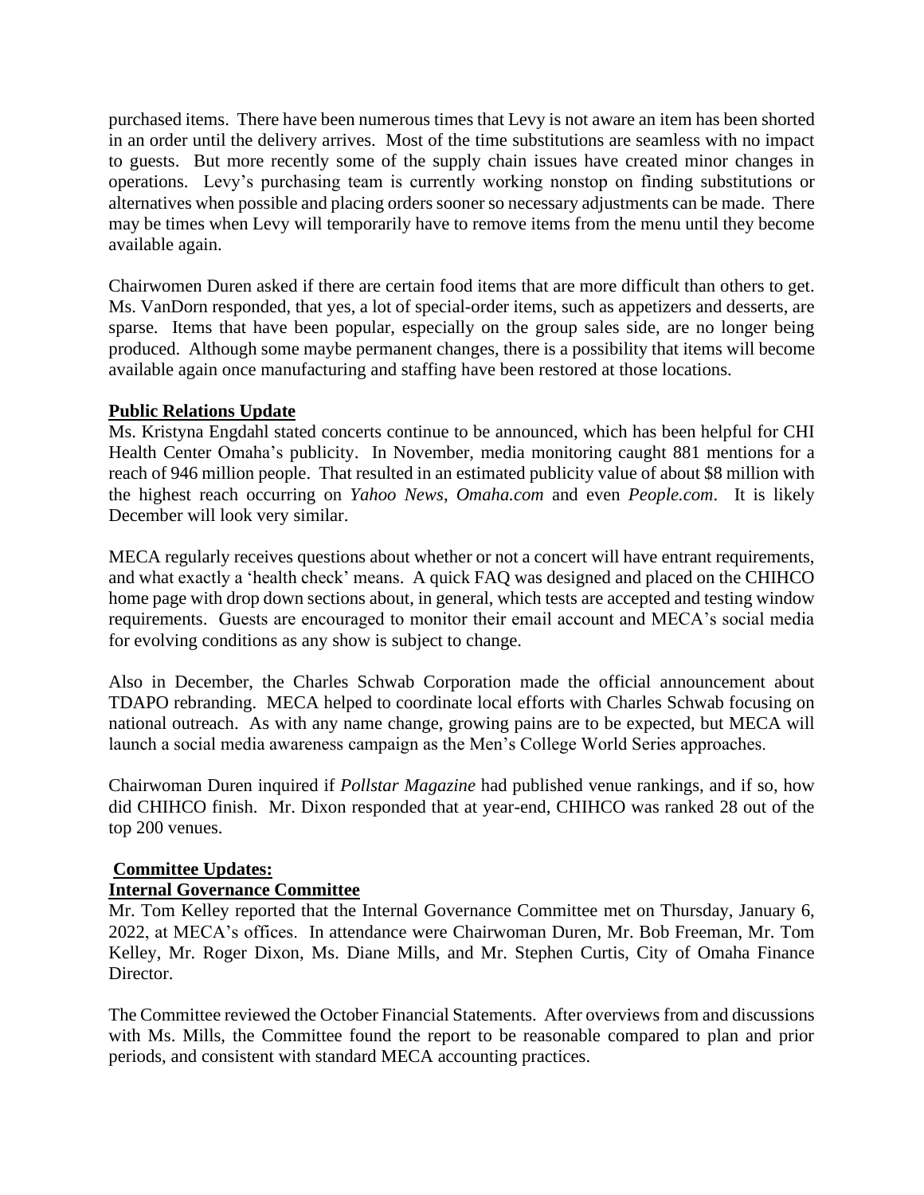purchased items. There have been numerous times that Levy is not aware an item has been shorted in an order until the delivery arrives. Most of the time substitutions are seamless with no impact to guests. But more recently some of the supply chain issues have created minor changes in operations. Levy's purchasing team is currently working nonstop on finding substitutions or alternatives when possible and placing orders sooner so necessary adjustments can be made. There may be times when Levy will temporarily have to remove items from the menu until they become available again.

Chairwomen Duren asked if there are certain food items that are more difficult than others to get. Ms. VanDorn responded, that yes, a lot of special-order items, such as appetizers and desserts, are sparse. Items that have been popular, especially on the group sales side, are no longer being produced. Although some maybe permanent changes, there is a possibility that items will become available again once manufacturing and staffing have been restored at those locations.

**Public Relations Update**

Ms. Kristyna Engdahl stated concerts continue to be announced, which has been helpful for CHI Health Center Omaha's publicity. In November, media monitoring caught 881 mentions for a reach of 946 million people. That resulted in an estimated publicity value of about $8 million with the highest reach occurring on *Yahoo News*, *Omaha.com* and even *People.com*. It is likely December will look very similar.

MECA regularly receives questions about whether or not a concert will have entrant requirements, and what exactly a 'health check' means. A quick FAQ was designed and placed on the CHIHCO home page with drop down sections about, in general, which tests are accepted and testing window requirements. Guests are encouraged to monitor their email account and MECA's social media for evolving conditions as any show is subject to change.

Also in December, the Charles Schwab Corporation made the official announcement about TDAPO rebranding. MECA helped to coordinate local efforts with Charles Schwab focusing on national outreach. As with any name change, growing pains are to be expected, but MECA will launch a social media awareness campaign as the Men's College World Series approaches.

Chairwoman Duren inquired if *Pollstar Magazine* had published venue rankings, and if so, how did CHIHCO finish. Mr. Dixon responded that at year-end, CHIHCO was ranked 28 out of the top 200 venues.

**Committee Updates:**

**Internal Governance Committee**

Mr. Tom Kelley reported that the Internal Governance Committee met on Thursday, January 6, 2022, at MECA's offices. In attendance were Chairwoman Duren, Mr. Bob Freeman, Mr. Tom Kelley, Mr. Roger Dixon, Ms. Diane Mills, and Mr. Stephen Curtis, City of Omaha Finance Director.

The Committee reviewed the October Financial Statements. After overviews from and discussions with Ms. Mills, the Committee found the report to be reasonable compared to plan and prior periods, and consistent with standard MECA accounting practices.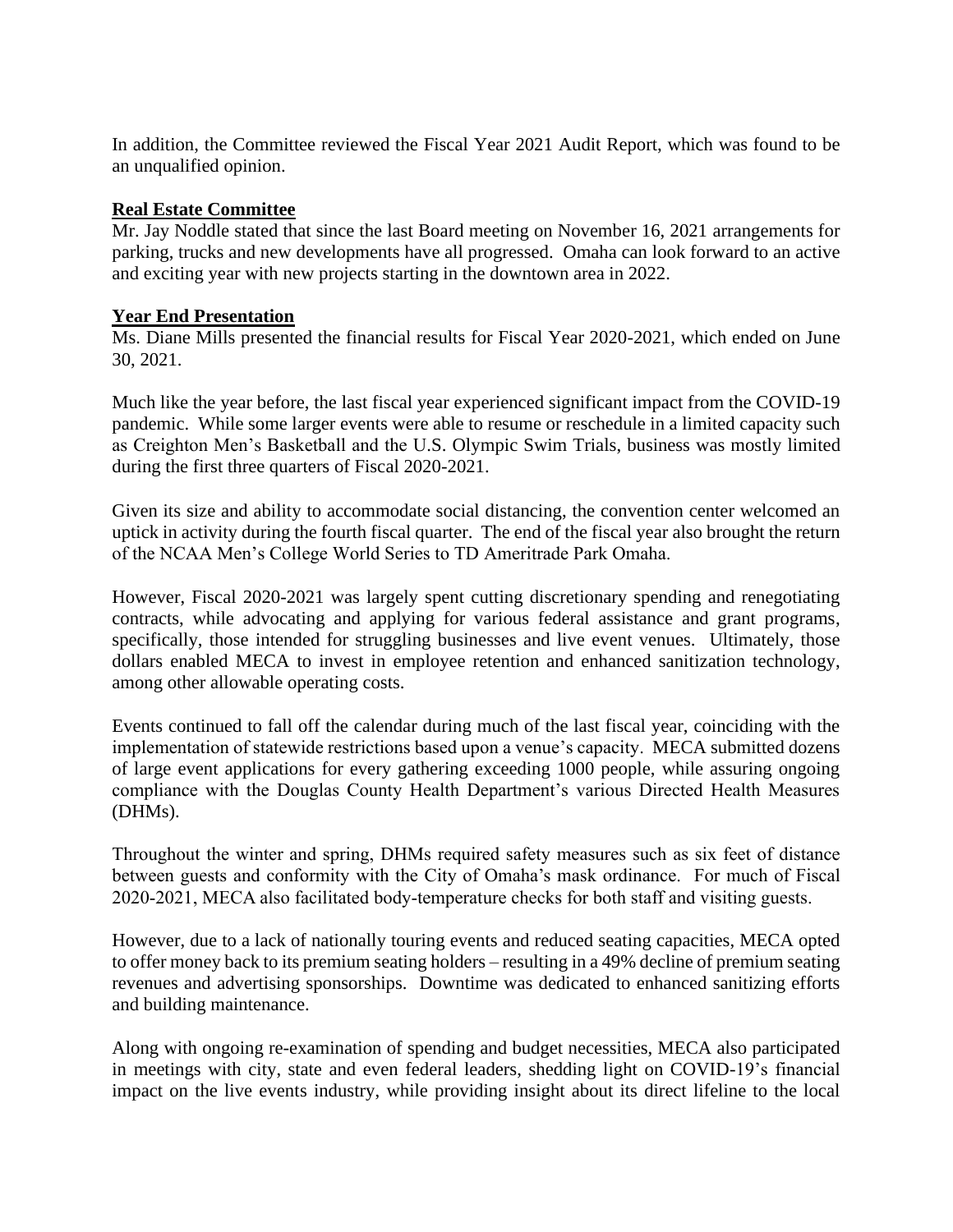In addition, the Committee reviewed the Fiscal Year 2021 Audit Report, which was found to be an unqualified opinion.

**Real Estate Committee**

Mr. Jay Noddle stated that since the last Board meeting on November 16, 2021 arrangements for parking, trucks and new developments have all progressed. Omaha can look forward to an active and exciting year with new projects starting in the downtown area in 2022.

**Year End Presentation**

Ms. Diane Mills presented the financial results for Fiscal Year 2020-2021, which ended on June 30, 2021.

Much like the year before, the last fiscal year experienced significant impact from the COVID-19 pandemic. While some larger events were able to resume or reschedule in a limited capacity such as Creighton Men's Basketball and the U.S. Olympic Swim Trials, business was mostly limited during the first three quarters of Fiscal 2020-2021.

Given its size and ability to accommodate social distancing, the convention center welcomed an uptick in activity during the fourth fiscal quarter. The end of the fiscal year also brought the return of the NCAA Men's College World Series to TD Ameritrade Park Omaha.

However, Fiscal 2020-2021 was largely spent cutting discretionary spending and renegotiating contracts, while advocating and applying for various federal assistance and grant programs, specifically, those intended for struggling businesses and live event venues. Ultimately, those dollars enabled MECA to invest in employee retention and enhanced sanitization technology, among other allowable operating costs.

Events continued to fall off the calendar during much of the last fiscal year, coinciding with the implementation of statewide restrictions based upon a venue's capacity. MECA submitted dozens of large event applications for every gathering exceeding 1000 people, while assuring ongoing compliance with the Douglas County Health Department's various Directed Health Measures (DHMs).

Throughout the winter and spring, DHMs required safety measures such as six feet of distance between guests and conformity with the City of Omaha's mask ordinance. For much of Fiscal 2020-2021, MECA also facilitated body-temperature checks for both staff and visiting guests.

However, due to a lack of nationally touring events and reduced seating capacities, MECA opted to offer money back to its premium seating holders – resulting in a 49% decline of premium seating revenues and advertising sponsorships. Downtime was dedicated to enhanced sanitizing efforts and building maintenance.

Along with ongoing re-examination of spending and budget necessities, MECA also participated in meetings with city, state and even federal leaders, shedding light on COVID-19's financial impact on the live events industry, while providing insight about its direct lifeline to the local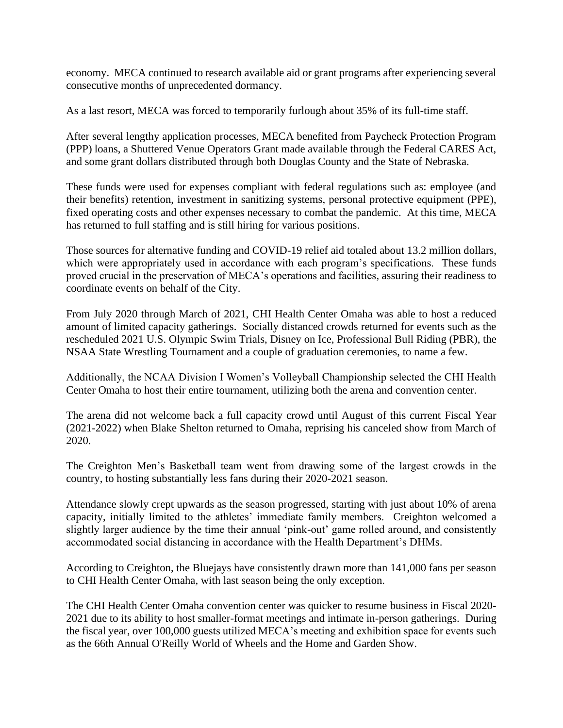economy. MECA continued to research available aid or grant programs after experiencing several consecutive months of unprecedented dormancy.

As a last resort, MECA was forced to temporarily furlough about 35% of its full-time staff.

After several lengthy application processes, MECA benefited from Paycheck Protection Program (PPP) loans, a Shuttered Venue Operators Grant made available through the Federal CARES Act, and some grant dollars distributed through both Douglas County and the State of Nebraska.

These funds were used for expenses compliant with federal regulations such as: employee (and their benefits) retention, investment in sanitizing systems, personal protective equipment (PPE), fixed operating costs and other expenses necessary to combat the pandemic. At this time, MECA has returned to full staffing and is still hiring for various positions.

Those sources for alternative funding and COVID-19 relief aid totaled about 13.2 million dollars, which were appropriately used in accordance with each program's specifications. These funds proved crucial in the preservation of MECA's operations and facilities, assuring their readiness to coordinate events on behalf of the City.

From July 2020 through March of 2021, CHI Health Center Omaha was able to host a reduced amount of limited capacity gatherings. Socially distanced crowds returned for events such as the rescheduled 2021 U.S. Olympic Swim Trials, Disney on Ice, Professional Bull Riding (PBR), the NSAA State Wrestling Tournament and a couple of graduation ceremonies, to name a few.

Additionally, the NCAA Division I Women's Volleyball Championship selected the CHI Health Center Omaha to host their entire tournament, utilizing both the arena and convention center.

The arena did not welcome back a full capacity crowd until August of this current Fiscal Year (2021-2022) when Blake Shelton returned to Omaha, reprising his canceled show from March of 2020.

The Creighton Men's Basketball team went from drawing some of the largest crowds in the country, to hosting substantially less fans during their 2020-2021 season.

Attendance slowly crept upwards as the season progressed, starting with just about 10% of arena capacity, initially limited to the athletes' immediate family members. Creighton welcomed a slightly larger audience by the time their annual 'pink-out' game rolled around, and consistently accommodated social distancing in accordance with the Health Department's DHMs.

According to Creighton, the Bluejays have consistently drawn more than 141,000 fans per season to CHI Health Center Omaha, with last season being the only exception.

The CHI Health Center Omaha convention center was quicker to resume business in Fiscal 2020-2021 due to its ability to host smaller-format meetings and intimate in-person gatherings. During the fiscal year, over 100,000 guests utilized MECA's meeting and exhibition space for events such as the 66th Annual O'Reilly World of Wheels and the Home and Garden Show.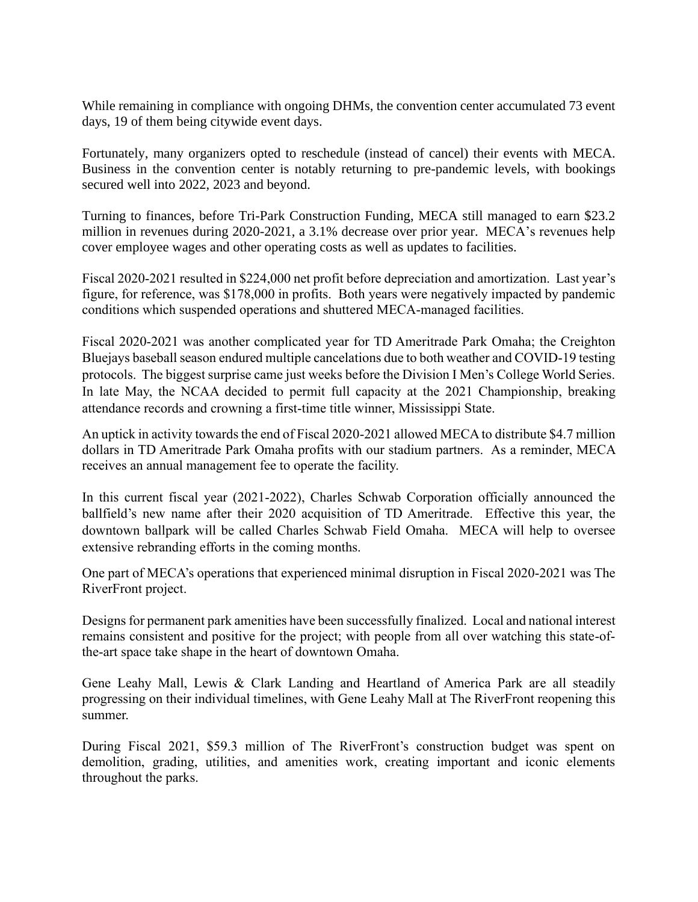While remaining in compliance with ongoing DHMs, the convention center accumulated 73 event days, 19 of them being citywide event days.

Fortunately, many organizers opted to reschedule (instead of cancel) their events with MECA. Business in the convention center is notably returning to pre-pandemic levels, with bookings secured well into 2022, 2023 and beyond.

Turning to finances, before Tri-Park Construction Funding, MECA still managed to earn $23.2 million in revenues during 2020-2021, a 3.1% decrease over prior year. MECA's revenues help cover employee wages and other operating costs as well as updates to facilities.

Fiscal 2020-2021 resulted in $224,000 net profit before depreciation and amortization. Last year's figure, for reference, was $178,000 in profits. Both years were negatively impacted by pandemic conditions which suspended operations and shuttered MECA-managed facilities.

Fiscal 2020-2021 was another complicated year for TD Ameritrade Park Omaha; the Creighton Bluejays baseball season endured multiple cancelations due to both weather and COVID-19 testing protocols. The biggest surprise came just weeks before the Division I Men's College World Series. In late May, the NCAA decided to permit full capacity at the 2021 Championship, breaking attendance records and crowning a first-time title winner, Mississippi State.

An uptick in activity towards the end of Fiscal 2020-2021 allowed MECA to distribute $4.7 million dollars in TD Ameritrade Park Omaha profits with our stadium partners. As a reminder, MECA receives an annual management fee to operate the facility.

In this current fiscal year (2021-2022), Charles Schwab Corporation officially announced the ballfield's new name after their 2020 acquisition of TD Ameritrade. Effective this year, the downtown ballpark will be called Charles Schwab Field Omaha. MECA will help to oversee extensive rebranding efforts in the coming months.

One part of MECA's operations that experienced minimal disruption in Fiscal 2020-2021 was The RiverFront project.

Designs for permanent park amenities have been successfully finalized. Local and national interest remains consistent and positive for the project; with people from all over watching this state-of-the-art space take shape in the heart of downtown Omaha.

Gene Leahy Mall, Lewis & Clark Landing and Heartland of America Park are all steadily progressing on their individual timelines, with Gene Leahy Mall at The RiverFront reopening this summer.

During Fiscal 2021, $59.3 million of The RiverFront's construction budget was spent on demolition, grading, utilities, and amenities work, creating important and iconic elements throughout the parks.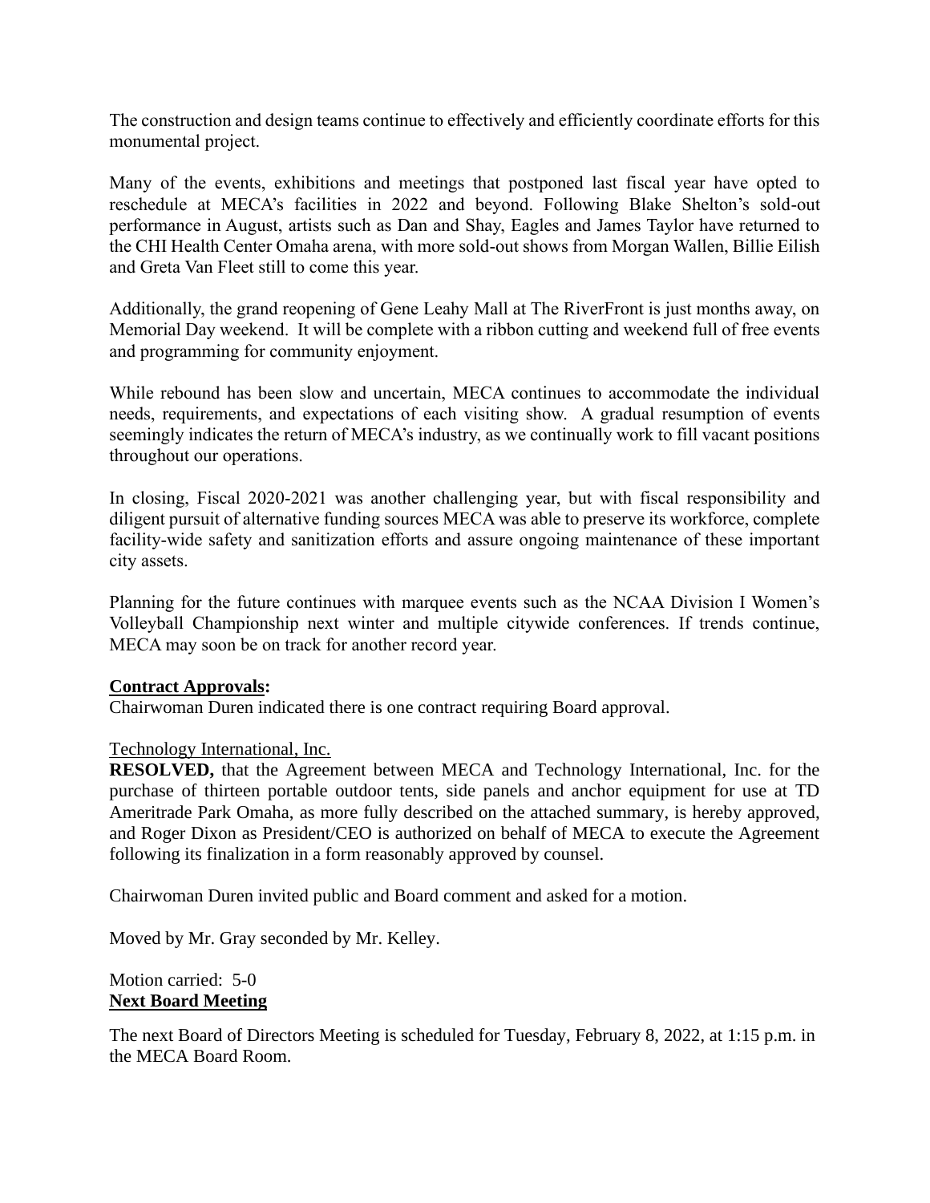The construction and design teams continue to effectively and efficiently coordinate efforts for this monumental project.

Many of the events, exhibitions and meetings that postponed last fiscal year have opted to reschedule at MECA's facilities in 2022 and beyond. Following Blake Shelton's sold-out performance in August, artists such as Dan and Shay, Eagles and James Taylor have returned to the CHI Health Center Omaha arena, with more sold-out shows from Morgan Wallen, Billie Eilish and Greta Van Fleet still to come this year.

Additionally, the grand reopening of Gene Leahy Mall at The RiverFront is just months away, on Memorial Day weekend. It will be complete with a ribbon cutting and weekend full of free events and programming for community enjoyment.

While rebound has been slow and uncertain, MECA continues to accommodate the individual needs, requirements, and expectations of each visiting show. A gradual resumption of events seemingly indicates the return of MECA's industry, as we continually work to fill vacant positions throughout our operations.

In closing, Fiscal 2020-2021 was another challenging year, but with fiscal responsibility and diligent pursuit of alternative funding sources MECA was able to preserve its workforce, complete facility-wide safety and sanitization efforts and assure ongoing maintenance of these important city assets.

Planning for the future continues with marquee events such as the NCAA Division I Women's Volleyball Championship next winter and multiple citywide conferences. If trends continue, MECA may soon be on track for another record year.

**Contract Approvals:**
Chairwoman Duren indicated there is one contract requiring Board approval.

Technology International, Inc.
**RESOLVED,** that the Agreement between MECA and Technology International, Inc. for the purchase of thirteen portable outdoor tents, side panels and anchor equipment for use at TD Ameritrade Park Omaha, as more fully described on the attached summary, is hereby approved, and Roger Dixon as President/CEO is authorized on behalf of MECA to execute the Agreement following its finalization in a form reasonably approved by counsel.

Chairwoman Duren invited public and Board comment and asked for a motion.

Moved by Mr. Gray seconded by Mr. Kelley.

Motion carried: 5-0

**Next Board Meeting**

The next Board of Directors Meeting is scheduled for Tuesday, February 8, 2022, at 1:15 p.m. in the MECA Board Room.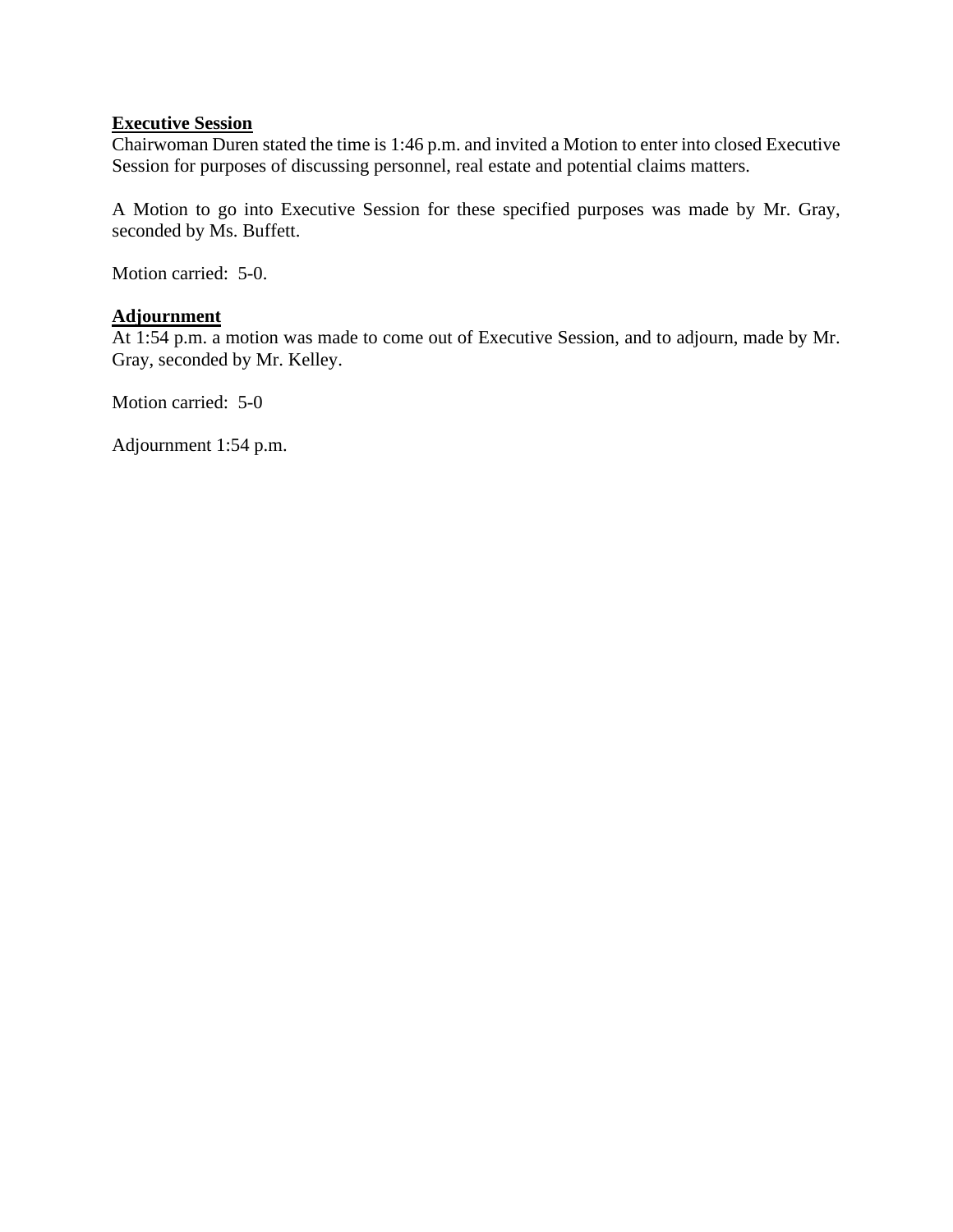**Executive Session**
Chairwoman Duren stated the time is 1:46 p.m. and invited a Motion to enter into closed Executive Session for purposes of discussing personnel, real estate and potential claims matters.

A Motion to go into Executive Session for these specified purposes was made by Mr. Gray, seconded by Ms. Buffett.

Motion carried: 5-0.

**Adjournment**
At 1:54 p.m. a motion was made to come out of Executive Session, and to adjourn, made by Mr. Gray, seconded by Mr. Kelley.

Motion carried: 5-0

Adjournment 1:54 p.m.